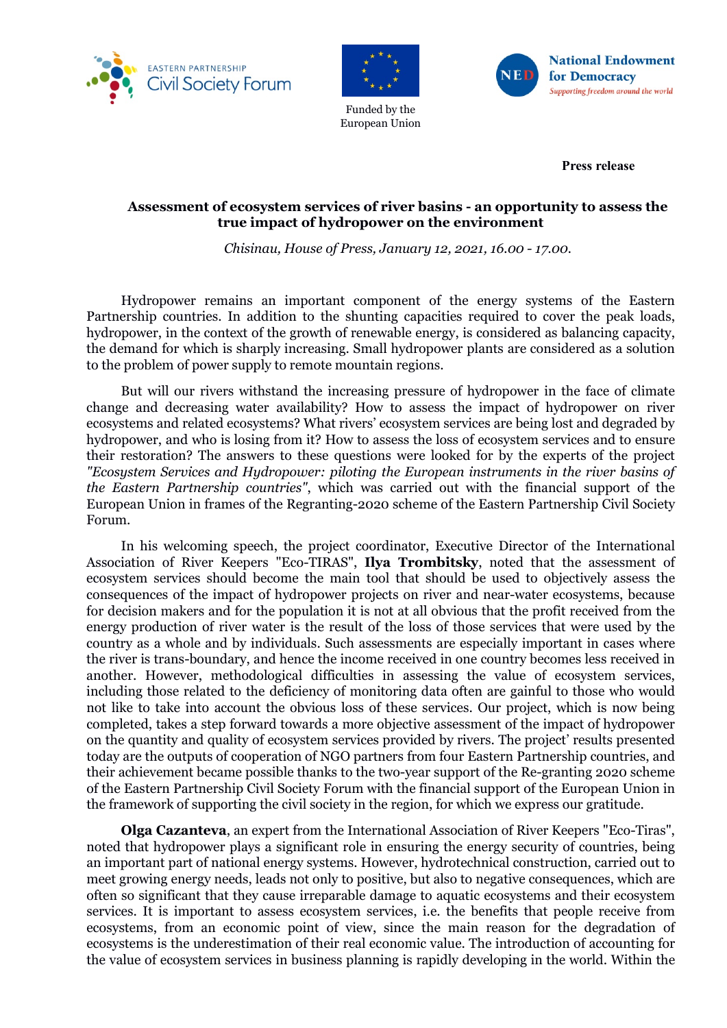EASTERN PARTNERSHIP Civil Society Forum

Funded by the European Union

National Endowment for Democracy
*Supporting freedom around the world*

**Press release**

**Assessment of ecosystem services of river basins - an opportunity to assess the true impact of hydropower on the environment**

*Chisinau, House of Press, January 12, 2021, 16.00 - 17.00.*

Hydropower remains an important component of the energy systems of the Eastern Partnership countries. In addition to the shunting capacities required to cover the peak loads, hydropower, in the context of the growth of renewable energy, is considered as balancing capacity, the demand for which is sharply increasing. Small hydropower plants are considered as a solution to the problem of power supply to remote mountain regions.

But will our rivers withstand the increasing pressure of hydropower in the face of climate change and decreasing water availability? How to assess the impact of hydropower on river ecosystems and related ecosystems? What rivers' ecosystem services are being lost and degraded by hydropower, and who is losing from it? How to assess the loss of ecosystem services and to ensure their restoration? The answers to these questions were looked for by the experts of the project *"Ecosystem Services and Hydropower: piloting the European instruments in the river basins of the Eastern Partnership countries"*, which was carried out with the financial support of the European Union in frames of the Regranting-2020 scheme of the Eastern Partnership Civil Society Forum.

In his welcoming speech, the project coordinator, Executive Director of the International Association of River Keepers "Eco-TIRAS", **Ilya Trombitsky**, noted that the assessment of ecosystem services should become the main tool that should be used to objectively assess the consequences of the impact of hydropower projects on river and near-water ecosystems, because for decision makers and for the population it is not at all obvious that the profit received from the energy production of river water is the result of the loss of those services that were used by the country as a whole and by individuals. Such assessments are especially important in cases where the river is trans-boundary, and hence the income received in one country becomes less received in another. However, methodological difficulties in assessing the value of ecosystem services, including those related to the deficiency of monitoring data often are gainful to those who would not like to take into account the obvious loss of these services. Our project, which is now being completed, takes a step forward towards a more objective assessment of the impact of hydropower on the quantity and quality of ecosystem services provided by rivers. The project' results presented today are the outputs of cooperation of NGO partners from four Eastern Partnership countries, and their achievement became possible thanks to the two-year support of the Re-granting 2020 scheme of the Eastern Partnership Civil Society Forum with the financial support of the European Union in the framework of supporting the civil society in the region, for which we express our gratitude.

**Olga Cazanteva**, an expert from the International Association of River Keepers "Eco-Tiras", noted that hydropower plays a significant role in ensuring the energy security of countries, being an important part of national energy systems. However, hydrotechnical construction, carried out to meet growing energy needs, leads not only to positive, but also to negative consequences, which are often so significant that they cause irreparable damage to aquatic ecosystems and their ecosystem services. It is important to assess ecosystem services, i.e. the benefits that people receive from ecosystems, from an economic point of view, since the main reason for the degradation of ecosystems is the underestimation of their real economic value. The introduction of accounting for the value of ecosystem services in business planning is rapidly developing in the world. Within the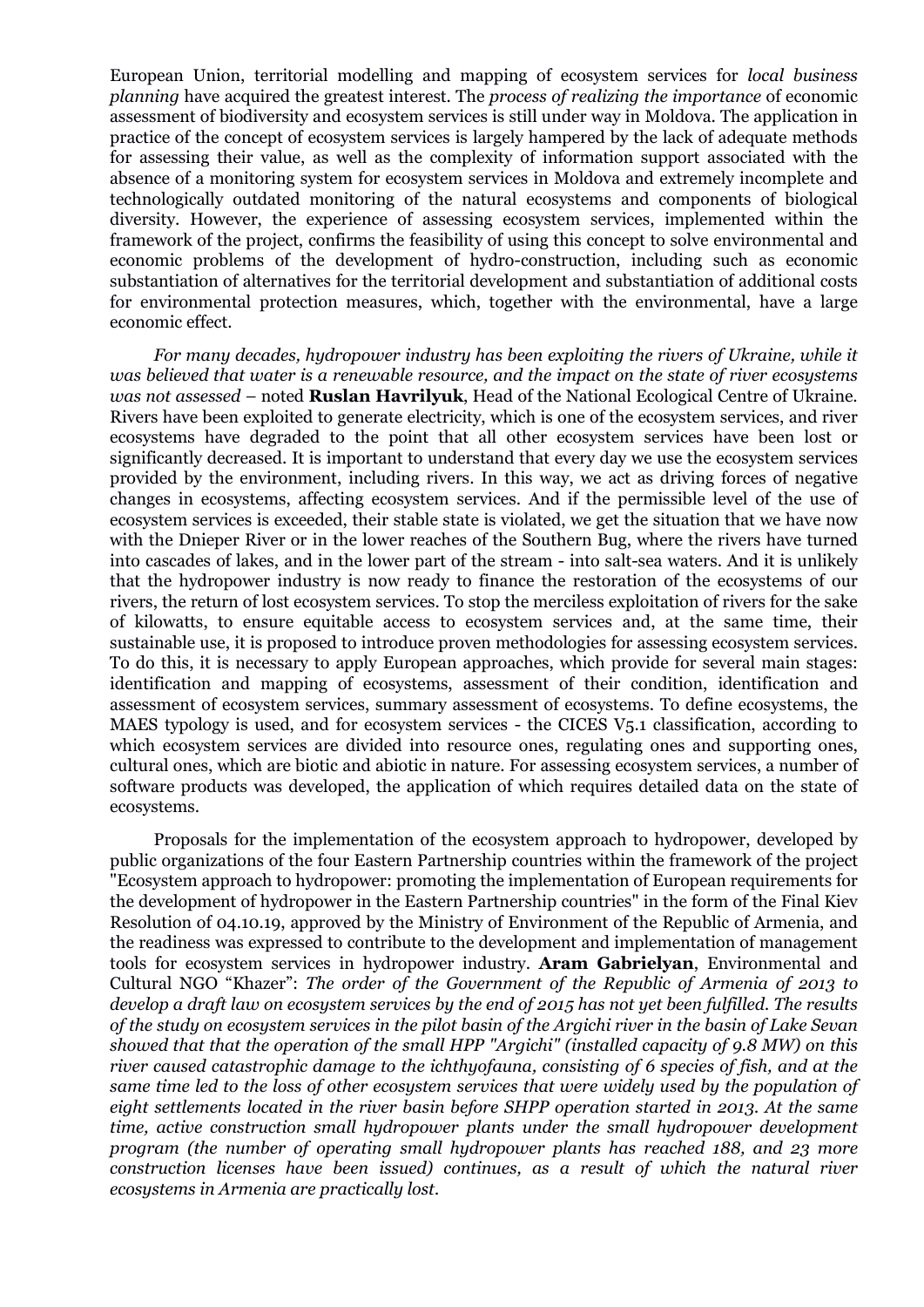European Union, territorial modelling and mapping of ecosystem services for *local business planning* have acquired the greatest interest. The *process of realizing the importance* of economic assessment of biodiversity and ecosystem services is still under way in Moldova. The application in practice of the concept of ecosystem services is largely hampered by the lack of adequate methods for assessing their value, as well as the complexity of information support associated with the absence of a monitoring system for ecosystem services in Moldova and extremely incomplete and technologically outdated monitoring of the natural ecosystems and components of biological diversity. However, the experience of assessing ecosystem services, implemented within the framework of the project, confirms the feasibility of using this concept to solve environmental and economic problems of the development of hydro-construction, including such as economic substantiation of alternatives for the territorial development and substantiation of additional costs for environmental protection measures, which, together with the environmental, have a large economic effect.

*For many decades, hydropower industry has been exploiting the rivers of Ukraine, while it was believed that water is a renewable resource, and the impact on the state of river ecosystems was not assessed* – noted **Ruslan Havrilyuk**, Head of the National Ecological Centre of Ukraine. Rivers have been exploited to generate electricity, which is one of the ecosystem services, and river ecosystems have degraded to the point that all other ecosystem services have been lost or significantly decreased. It is important to understand that every day we use the ecosystem services provided by the environment, including rivers. In this way, we act as driving forces of negative changes in ecosystems, affecting ecosystem services. And if the permissible level of the use of ecosystem services is exceeded, their stable state is violated, we get the situation that we have now with the Dnieper River or in the lower reaches of the Southern Bug, where the rivers have turned into cascades of lakes, and in the lower part of the stream - into salt-sea waters. And it is unlikely that the hydropower industry is now ready to finance the restoration of the ecosystems of our rivers, the return of lost ecosystem services. To stop the merciless exploitation of rivers for the sake of kilowatts, to ensure equitable access to ecosystem services and, at the same time, their sustainable use, it is proposed to introduce proven methodologies for assessing ecosystem services. To do this, it is necessary to apply European approaches, which provide for several main stages: identification and mapping of ecosystems, assessment of their condition, identification and assessment of ecosystem services, summary assessment of ecosystems. To define ecosystems, the MAES typology is used, and for ecosystem services - the CICES V5.1 classification, according to which ecosystem services are divided into resource ones, regulating ones and supporting ones, cultural ones, which are biotic and abiotic in nature. For assessing ecosystem services, a number of software products was developed, the application of which requires detailed data on the state of ecosystems.

Proposals for the implementation of the ecosystem approach to hydropower, developed by public organizations of the four Eastern Partnership countries within the framework of the project "Ecosystem approach to hydropower: promoting the implementation of European requirements for the development of hydropower in the Eastern Partnership countries" in the form of the Final Kiev Resolution of 04.10.19, approved by the Ministry of Environment of the Republic of Armenia, and the readiness was expressed to contribute to the development and implementation of management tools for ecosystem services in hydropower industry. **Aram Gabrielyan**, Environmental and Cultural NGO "Khazer": *The order of the Government of the Republic of Armenia of 2013 to develop a draft law on ecosystem services by the end of 2015 has not yet been fulfilled. The results of the study on ecosystem services in the pilot basin of the Argichi river in the basin of Lake Sevan showed that that the operation of the small HPP "Argichi" (installed capacity of 9.8 MW) on this river caused catastrophic damage to the ichthyofauna, consisting of 6 species of fish, and at the same time led to the loss of other ecosystem services that were widely used by the population of eight settlements located in the river basin before SHPP operation started in 2013. At the same time, active construction small hydropower plants under the small hydropower development program (the number of operating small hydropower plants has reached 188, and 23 more construction licenses have been issued) continues, as a result of which the natural river ecosystems in Armenia are practically lost.*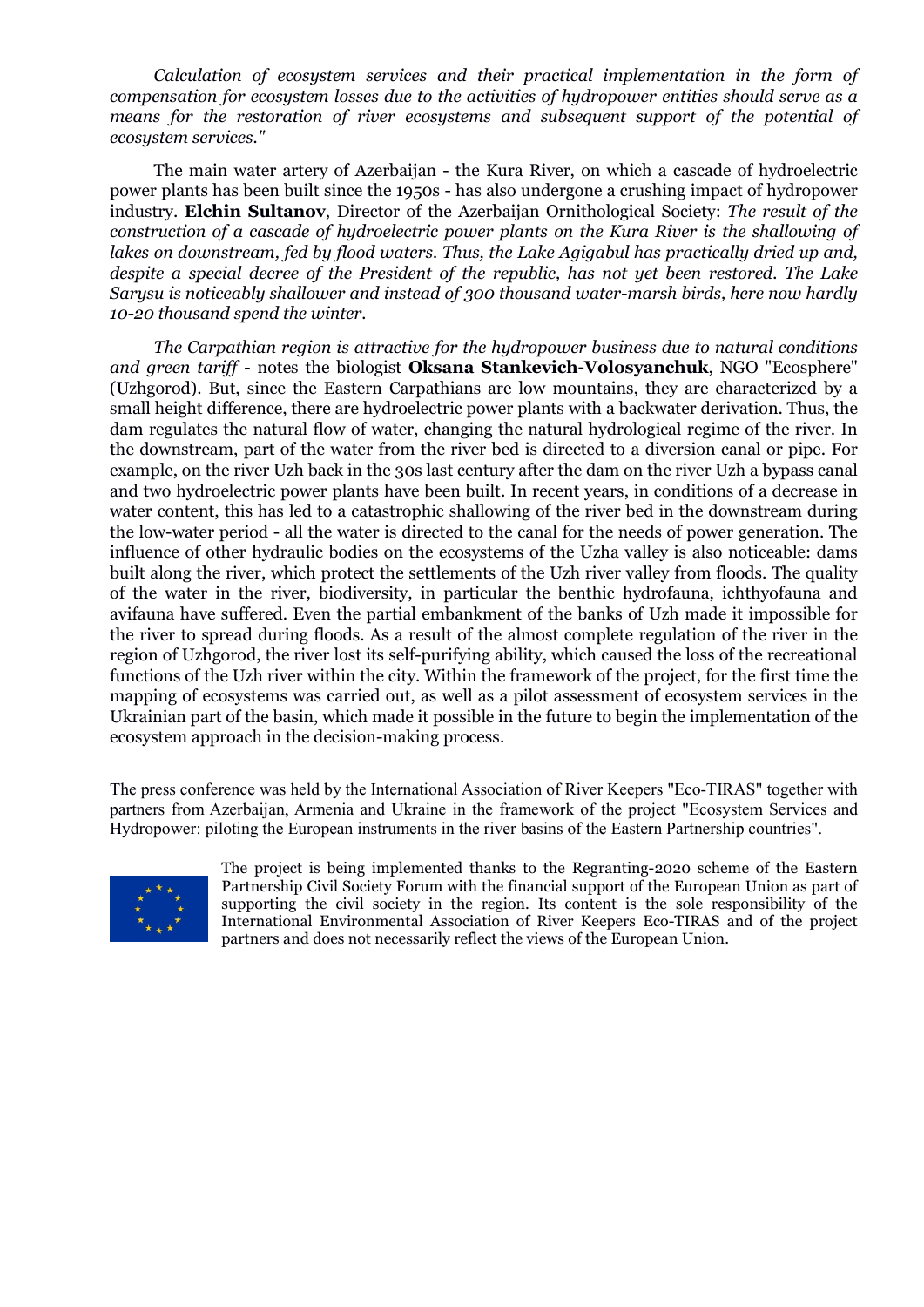*Calculation of ecosystem services and their practical implementation in the form of compensation for ecosystem losses due to the activities of hydropower entities should serve as a means for the restoration of river ecosystems and subsequent support of the potential of ecosystem services."*

The main water artery of Azerbaijan - the Kura River, on which a cascade of hydroelectric power plants has been built since the 1950s - has also undergone a crushing impact of hydropower industry. **Elchin Sultanov**, Director of the Azerbaijan Ornithological Society: *The result of the construction of a cascade of hydroelectric power plants on the Kura River is the shallowing of lakes on downstream, fed by flood waters. Thus, the Lake Agigabul has practically dried up and, despite a special decree of the President of the republic, has not yet been restored. The Lake Sarysu is noticeably shallower and instead of 300 thousand water-marsh birds, here now hardly 10-20 thousand spend the winter.*

*The Carpathian region is attractive for the hydropower business due to natural conditions and green tariff* - notes the biologist **Oksana Stankevich-Volosyanchuk**, NGO "Ecosphere" (Uzhgorod). But, since the Eastern Carpathians are low mountains, they are characterized by a small height difference, there are hydroelectric power plants with a backwater derivation. Thus, the dam regulates the natural flow of water, changing the natural hydrological regime of the river. In the downstream, part of the water from the river bed is directed to a diversion canal or pipe. For example, on the river Uzh back in the 30s last century after the dam on the river Uzh a bypass canal and two hydroelectric power plants have been built. In recent years, in conditions of a decrease in water content, this has led to a catastrophic shallowing of the river bed in the downstream during the low-water period - all the water is directed to the canal for the needs of power generation. The influence of other hydraulic bodies on the ecosystems of the Uzha valley is also noticeable: dams built along the river, which protect the settlements of the Uzh river valley from floods. The quality of the water in the river, biodiversity, in particular the benthic hydrofauna, ichthyofauna and avifauna have suffered. Even the partial embankment of the banks of Uzh made it impossible for the river to spread during floods. As a result of the almost complete regulation of the river in the region of Uzhgorod, the river lost its self-purifying ability, which caused the loss of the recreational functions of the Uzh river within the city. Within the framework of the project, for the first time the mapping of ecosystems was carried out, as well as a pilot assessment of ecosystem services in the Ukrainian part of the basin, which made it possible in the future to begin the implementation of the ecosystem approach in the decision-making process.

The press conference was held by the International Association of River Keepers "Eco-TIRAS" together with partners from Azerbaijan, Armenia and Ukraine in the framework of the project "Ecosystem Services and Hydropower: piloting the European instruments in the river basins of the Eastern Partnership countries".

The project is being implemented thanks to the Regranting-2020 scheme of the Eastern Partnership Civil Society Forum with the financial support of the European Union as part of supporting the civil society in the region. Its content is the sole responsibility of the International Environmental Association of River Keepers Eco-TIRAS and of the project partners and does not necessarily reflect the views of the European Union.